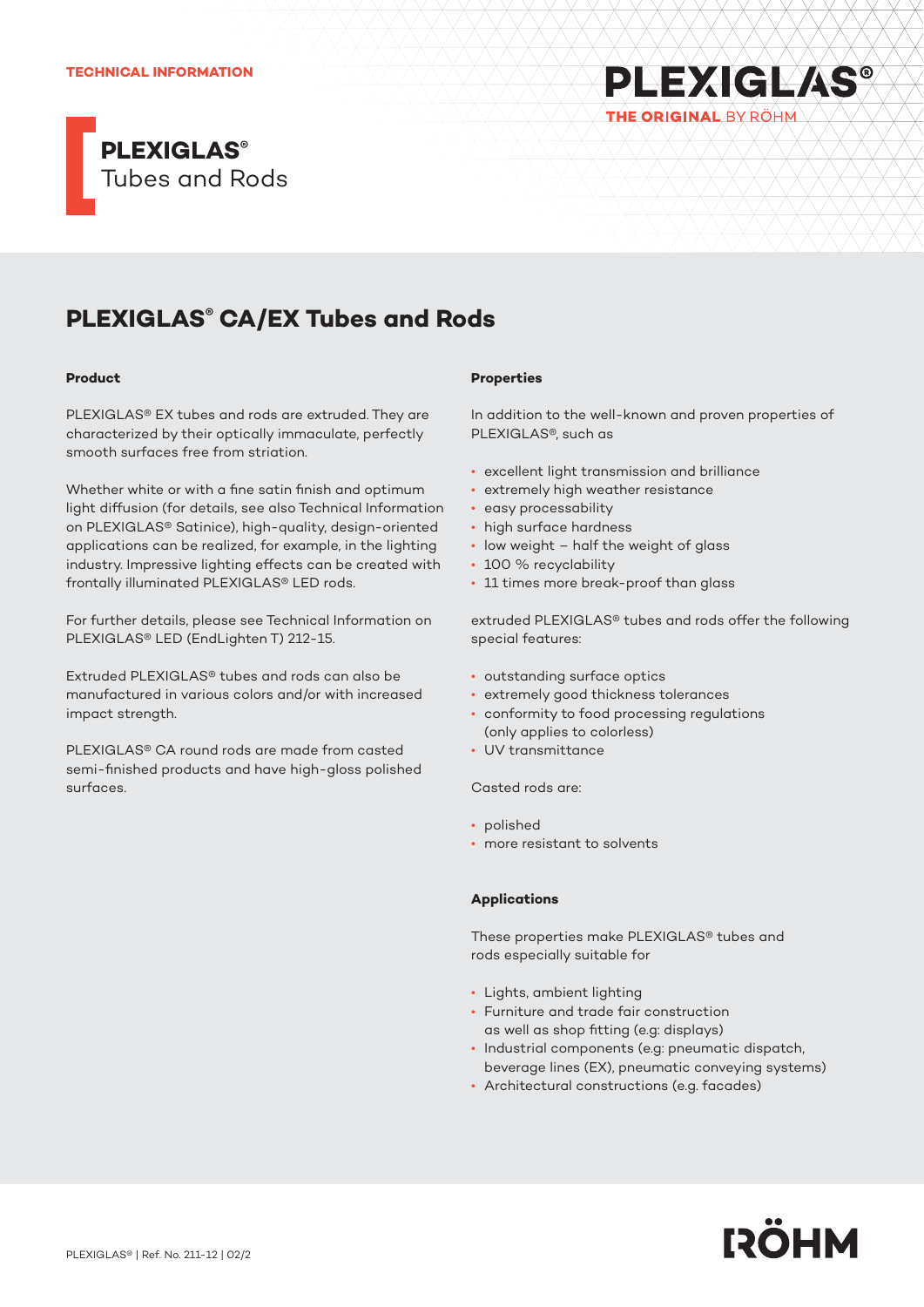TECHNICAL INFORMATION

# PLEXIGLAS® Tubes and Rods

## PLEXIGLAS® CA/EX Tubes and Rods

### Product

PLEXIGLAS® EX tubes and rods are extruded. They are characterized by their optically immaculate, perfectly smooth surfaces free from striation.

Whether white or with a fine satin finish and optimum light diffusion (for details, see also Technical Information on PLEXIGLAS® Satinice), high-quality, design-oriented applications can be realized, for example, in the lighting industry. Impressive lighting effects can be created with frontally illuminated PLEXIGLAS® LED rods.

For further details, please see Technical Information on PLEXIGLAS® LED (EndLighten T) 212-15.

Extruded PLEXIGLAS® tubes and rods can also be manufactured in various colors and/or with increased impact strength.

PLEXIGLAS® CA round rods are made from casted semi-finished products and have high-gloss polished surfaces.

### Properties

In addition to the well-known and proven properties of PLEXIGLAS®, such as

- excellent light transmission and brilliance
- extremely high weather resistance
- easy processability
- high surface hardness
- low weight – half the weight of glass
- 100 % recyclability
- 11 times more break-proof than glass

extruded PLEXIGLAS® tubes and rods offer the following special features:

- outstanding surface optics
- extremely good thickness tolerances
- conformity to food processing regulations (only applies to colorless)
- UV transmittance

Casted rods are:

- polished
- more resistant to solvents

### Applications

These properties make PLEXIGLAS® tubes and rods especially suitable for

- Lights, ambient lighting
- Furniture and trade fair construction as well as shop fitting (e.g: displays)
- Industrial components (e.g: pneumatic dispatch, beverage lines (EX), pneumatic conveying systems)
- Architectural constructions (e.g. facades)

PLEXIGLAS® | Ref. No. 211-12 | 02/2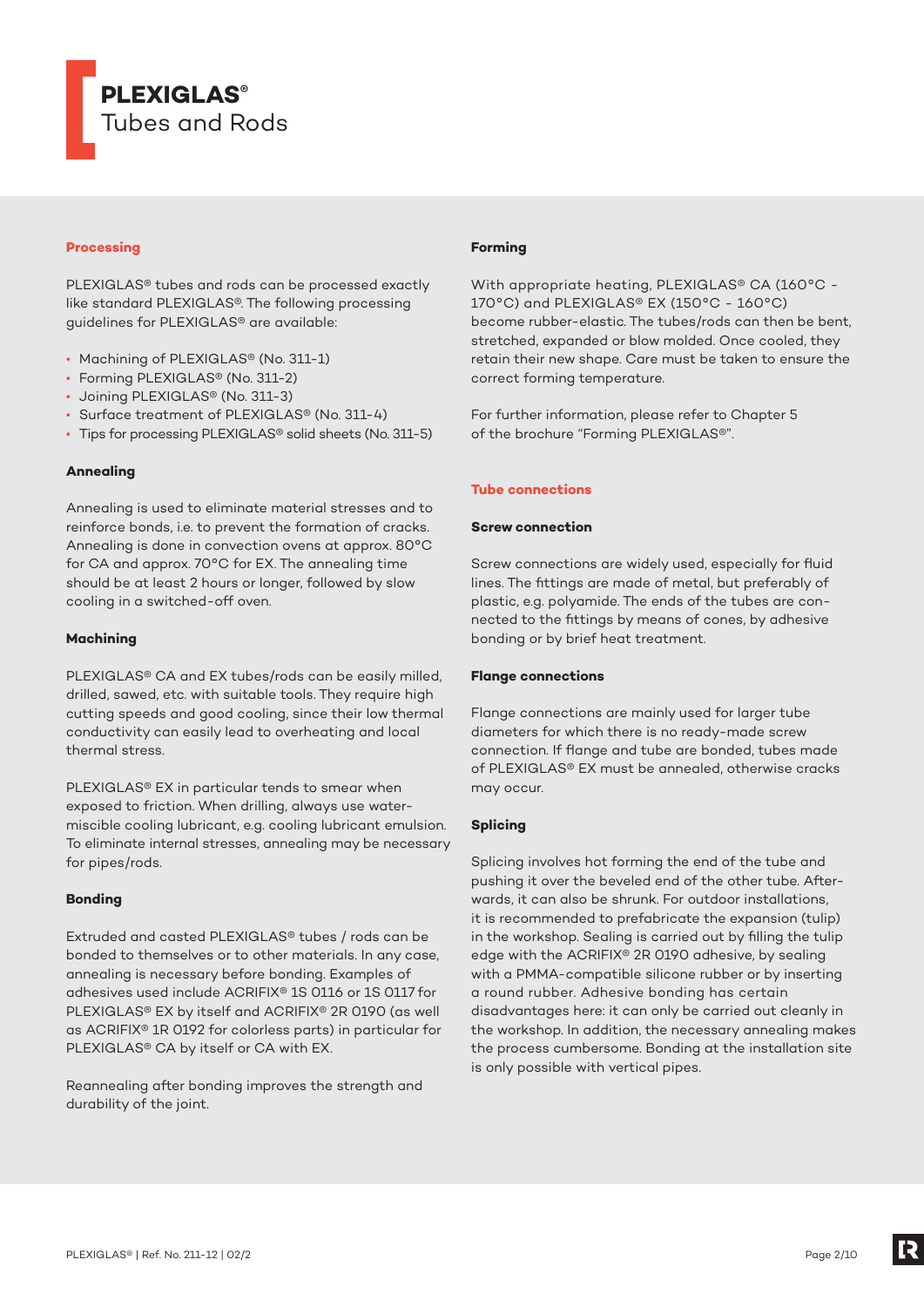# PLEXIGLAS®
Tubes and Rods

## Processing

PLEXIGLAS® tubes and rods can be processed exactly like standard PLEXIGLAS®. The following processing guidelines for PLEXIGLAS® are available:

- Machining of PLEXIGLAS® (No. 311-1)
- Forming PLEXIGLAS® (No. 311-2)
- Joining PLEXIGLAS® (No. 311-3)
- Surface treatment of PLEXIGLAS® (No. 311-4)
- Tips for processing PLEXIGLAS® solid sheets (No. 311-5)

### Annealing

Annealing is used to eliminate material stresses and to reinforce bonds, i.e. to prevent the formation of cracks. Annealing is done in convection ovens at approx. 80°C for CA and approx. 70°C for EX. The annealing time should be at least 2 hours or longer, followed by slow cooling in a switched-off oven.

### Machining

PLEXIGLAS® CA and EX tubes/rods can be easily milled, drilled, sawed, etc. with suitable tools. They require high cutting speeds and good cooling, since their low thermal conductivity can easily lead to overheating and local thermal stress.

PLEXIGLAS® EX in particular tends to smear when exposed to friction. When drilling, always use water-miscible cooling lubricant, e.g. cooling lubricant emulsion. To eliminate internal stresses, annealing may be necessary for pipes/rods.

### Bonding

Extruded and casted PLEXIGLAS® tubes / rods can be bonded to themselves or to other materials. In any case, annealing is necessary before bonding. Examples of adhesives used include ACRIFIX® 1S 0116 or 1S 0117 for PLEXIGLAS® EX by itself and ACRIFIX® 2R 0190 (as well as ACRIFIX® 1R 0192 for colorless parts) in particular for PLEXIGLAS® CA by itself or CA with EX.

Reannealing after bonding improves the strength and durability of the joint.

### Forming

With appropriate heating, PLEXIGLAS® CA (160°C - 170°C) and PLEXIGLAS® EX (150°C - 160°C) become rubber-elastic. The tubes/rods can then be bent, stretched, expanded or blow molded. Once cooled, they retain their new shape. Care must be taken to ensure the correct forming temperature.

For further information, please refer to Chapter 5 of the brochure "Forming PLEXIGLAS®".

## Tube connections

### Screw connection

Screw connections are widely used, especially for fluid lines. The fittings are made of metal, but preferably of plastic, e.g. polyamide. The ends of the tubes are connected to the fittings by means of cones, by adhesive bonding or by brief heat treatment.

### Flange connections

Flange connections are mainly used for larger tube diameters for which there is no ready-made screw connection. If flange and tube are bonded, tubes made of PLEXIGLAS® EX must be annealed, otherwise cracks may occur.

### Splicing

Splicing involves hot forming the end of the tube and pushing it over the beveled end of the other tube. Afterwards, it can also be shrunk. For outdoor installations, it is recommended to prefabricate the expansion (tulip) in the workshop. Sealing is carried out by filling the tulip edge with the ACRIFIX® 2R 0190 adhesive, by sealing with a PMMA-compatible silicone rubber or by inserting a round rubber. Adhesive bonding has certain disadvantages here: it can only be carried out cleanly in the workshop. In addition, the necessary annealing makes the process cumbersome. Bonding at the installation site is only possible with vertical pipes.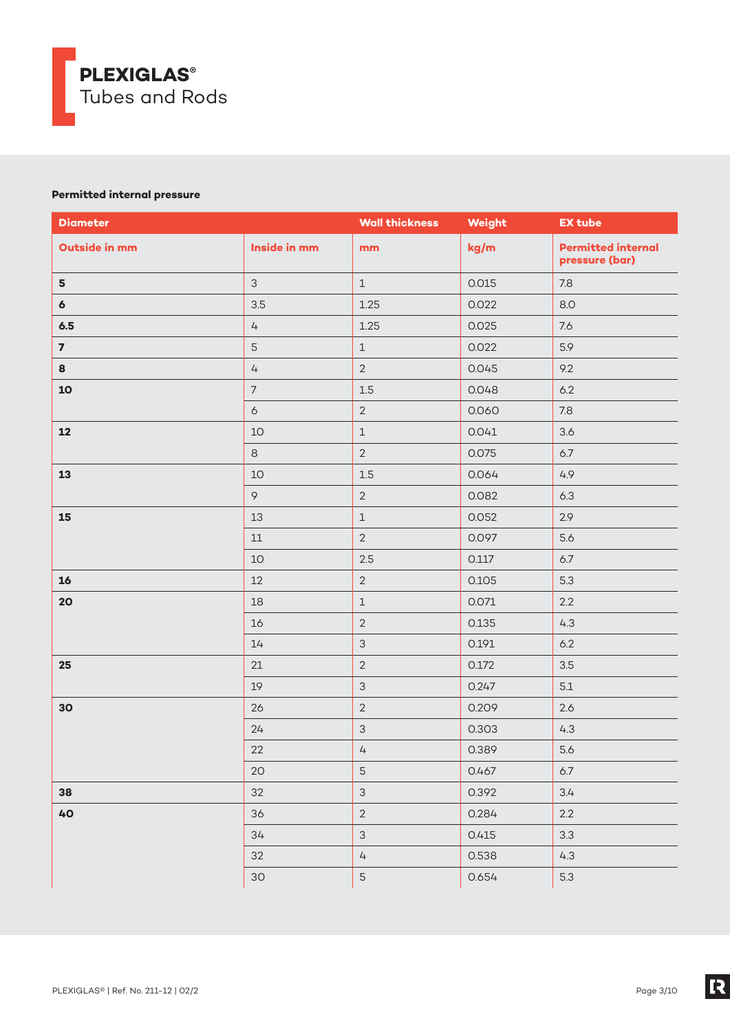**PLEXIGLAS®**
Tubes and Rods

**Permitted internal pressure**

| Diameter | | Wall thickness | Weight | EX tube |
|---|---|---|---|---|
| Outside in mm | Inside in mm | mm | kg/m | Permitted internal pressure (bar) |
| **5** | 3 | 1 | 0.015 | 7.8 |
| **6** | 3.5 | 1.25 | 0.022 | 8.0 |
| **6.5** | 4 | 1.25 | 0.025 | 7.6 |
| **7** | 5 | 1 | 0.022 | 5.9 |
| **8** | 4 | 2 | 0.045 | 9.2 |
| **10** | 7 | 1.5 | 0.048 | 6.2 |
| | 6 | 2 | 0.060 | 7.8 |
| **12** | 10 | 1 | 0.041 | 3.6 |
| | 8 | 2 | 0.075 | 6.7 |
| **13** | 10 | 1.5 | 0.064 | 4.9 |
| | 9 | 2 | 0.082 | 6.3 |
| **15** | 13 | 1 | 0.052 | 2.9 |
| | 11 | 2 | 0.097 | 5.6 |
| | 10 | 2.5 | 0.117 | 6.7 |
| **16** | 12 | 2 | 0.105 | 5.3 |
| **20** | 18 | 1 | 0.071 | 2.2 |
| | 16 | 2 | 0.135 | 4.3 |
| | 14 | 3 | 0.191 | 6.2 |
| **25** | 21 | 2 | 0.172 | 3.5 |
| | 19 | 3 | 0.247 | 5.1 |
| **30** | 26 | 2 | 0.209 | 2.6 |
| | 24 | 3 | 0.303 | 4.3 |
| | 22 | 4 | 0.389 | 5.6 |
| | 20 | 5 | 0.467 | 6.7 |
| **38** | 32 | 3 | 0.392 | 3.4 |
| **40** | 36 | 2 | 0.284 | 2.2 |
| | 34 | 3 | 0.415 | 3.3 |
| | 32 | 4 | 0.538 | 4.3 |
| | 30 | 5 | 0.654 | 5.3 |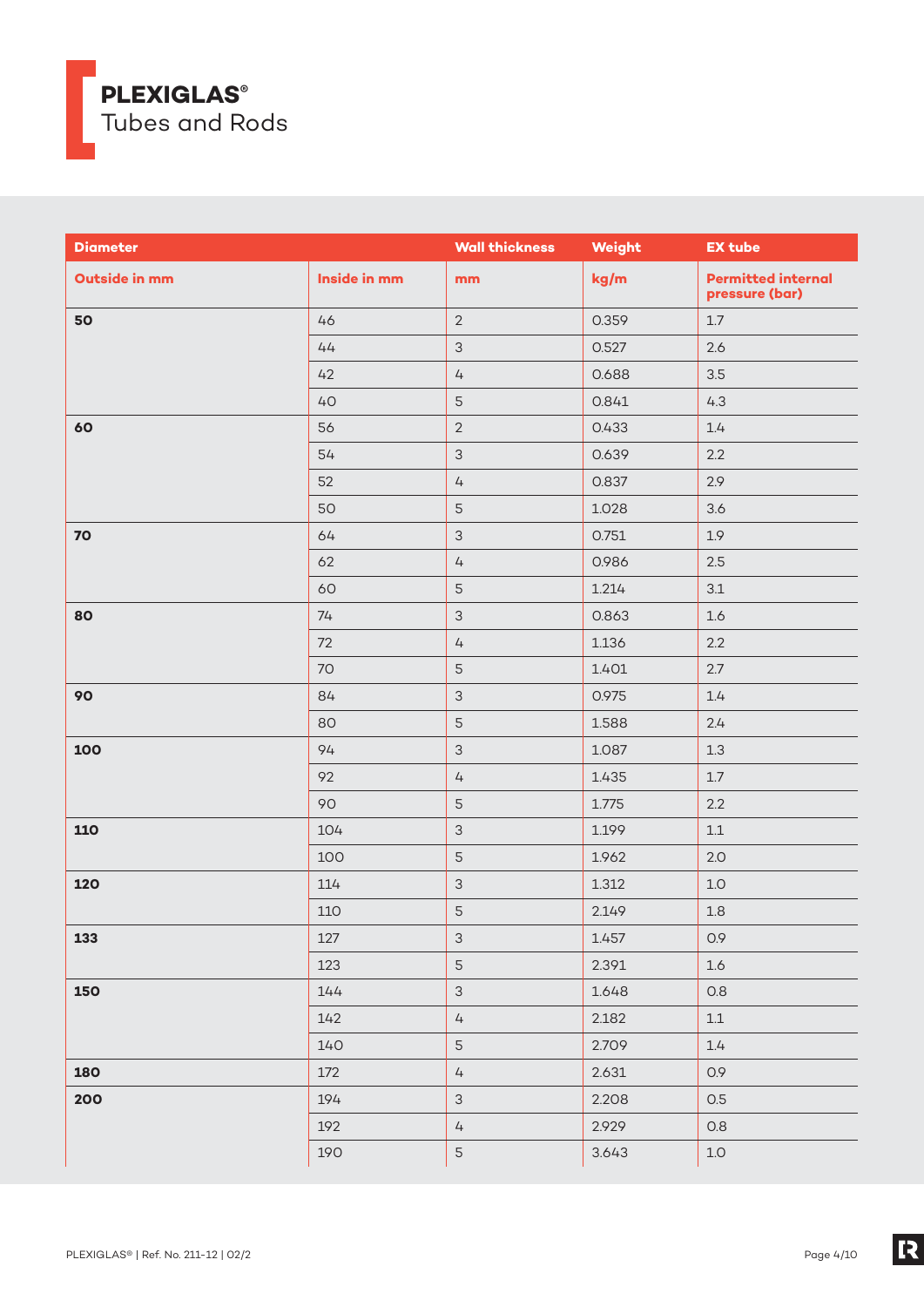# PLEXIGLAS®
Tubes and Rods

| Diameter | | Wall thickness | Weight | EX tube |
|---|---|---|---|---|
| Outside in mm | Inside in mm | mm | kg/m | Permitted internal pressure (bar) |
| 50 | 46 | 2 | 0.359 | 1.7 |
| | 44 | 3 | 0.527 | 2.6 |
| | 42 | 4 | 0.688 | 3.5 |
| | 40 | 5 | 0.841 | 4.3 |
| 60 | 56 | 2 | 0.433 | 1.4 |
| | 54 | 3 | 0.639 | 2.2 |
| | 52 | 4 | 0.837 | 2.9 |
| | 50 | 5 | 1.028 | 3.6 |
| 70 | 64 | 3 | 0.751 | 1.9 |
| | 62 | 4 | 0.986 | 2.5 |
| | 60 | 5 | 1.214 | 3.1 |
| 80 | 74 | 3 | 0.863 | 1.6 |
| | 72 | 4 | 1.136 | 2.2 |
| | 70 | 5 | 1.401 | 2.7 |
| 90 | 84 | 3 | 0.975 | 1.4 |
| | 80 | 5 | 1.588 | 2.4 |
| 100 | 94 | 3 | 1.087 | 1.3 |
| | 92 | 4 | 1.435 | 1.7 |
| | 90 | 5 | 1.775 | 2.2 |
| 110 | 104 | 3 | 1.199 | 1.1 |
| | 100 | 5 | 1.962 | 2.0 |
| 120 | 114 | 3 | 1.312 | 1.0 |
| | 110 | 5 | 2.149 | 1.8 |
| 133 | 127 | 3 | 1.457 | 0.9 |
| | 123 | 5 | 2.391 | 1.6 |
| 150 | 144 | 3 | 1.648 | 0.8 |
| | 142 | 4 | 2.182 | 1.1 |
| | 140 | 5 | 2.709 | 1.4 |
| 180 | 172 | 4 | 2.631 | 0.9 |
| 200 | 194 | 3 | 2.208 | 0.5 |
| | 192 | 4 | 2.929 | 0.8 |
| | 190 | 5 | 3.643 | 1.0 |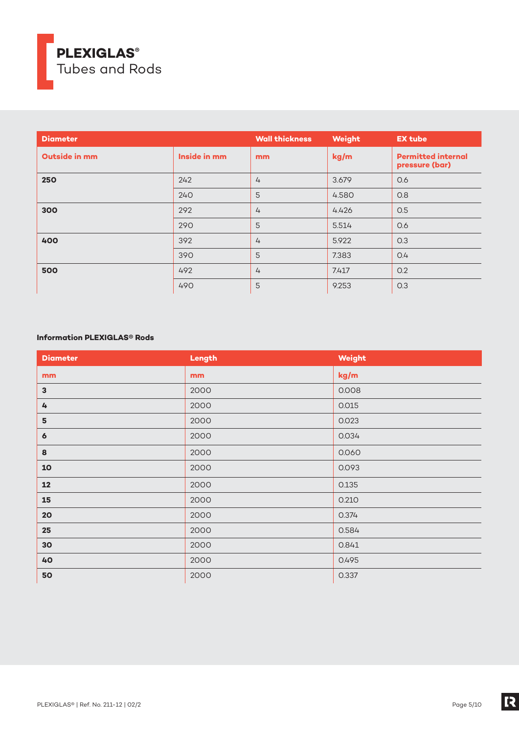# PLEXIGLAS®
Tubes and Rods

| Diameter | | Wall thickness | Weight | EX tube |
|---|---|---|---|---|
| Outside in mm | Inside in mm | mm | kg/m | Permitted internal pressure (bar) |
| 250 | 242 | 4 | 3.679 | 0.6 |
| | 240 | 5 | 4.580 | 0.8 |
| 300 | 292 | 4 | 4.426 | 0.5 |
| | 290 | 5 | 5.514 | 0.6 |
| 400 | 392 | 4 | 5.922 | 0.3 |
| | 390 | 5 | 7.383 | 0.4 |
| 500 | 492 | 4 | 7.417 | 0.2 |
| | 490 | 5 | 9.253 | 0.3 |

**Information PLEXIGLAS® Rods**

| Diameter | Length | Weight |
|---|---|---|
| mm | mm | kg/m |
| 3 | 2000 | 0.008 |
| 4 | 2000 | 0.015 |
| 5 | 2000 | 0.023 |
| 6 | 2000 | 0.034 |
| 8 | 2000 | 0.060 |
| 10 | 2000 | 0.093 |
| 12 | 2000 | 0.135 |
| 15 | 2000 | 0.210 |
| 20 | 2000 | 0.374 |
| 25 | 2000 | 0.584 |
| 30 | 2000 | 0.841 |
| 40 | 2000 | 0.495 |
| 50 | 2000 | 0.337 |

PLEXIGLAS® | Ref. No. 211-12 | 02/2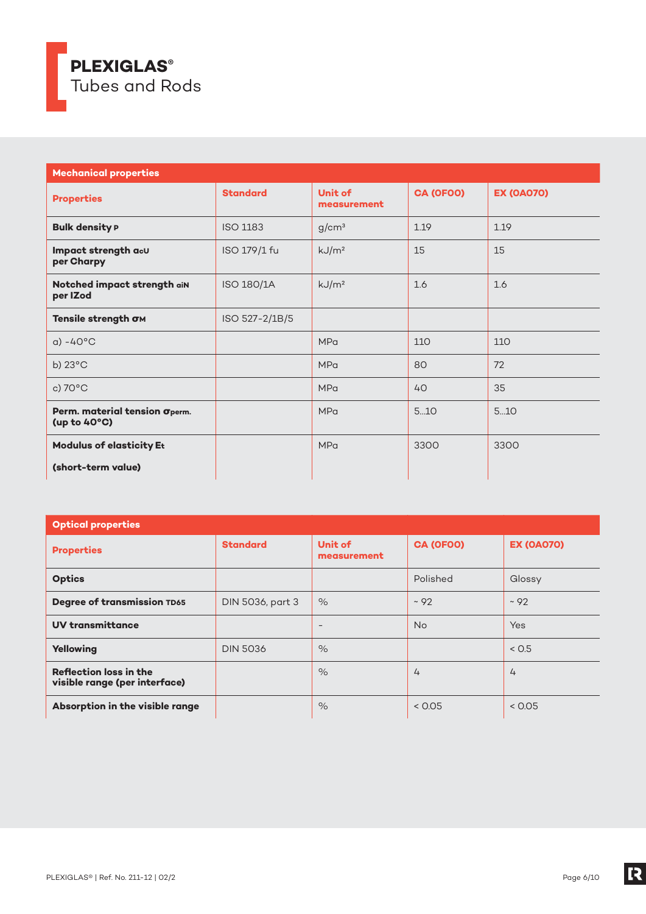**PLEXIGLAS®**
Tubes and Rods

| Mechanical properties | | | | |
|---|---|---|---|---|
| **Properties** | **Standard** | **Unit of measurement** | **CA (0F00)** | **EX (0A070)** |
| **Bulk density ρ** | ISO 1183 | g/cm³ | 1.19 | 1.19 |
| **Impact strength $a_{cU}$ per Charpy** | ISO 179/1 fu | kJ/m² | 15 | 15 |
| **Notched impact strength $a_{iN}$ per IZod** | ISO 180/1A | kJ/m² | 1.6 | 1.6 |
| **Tensile strength $\sigma_M$** | ISO 527-2/1B/5 | | | |
| a) -40°C | | MPa | 110 | 110 |
| b) 23°C | | MPa | 80 | 72 |
| c) 70°C | | MPa | 40 | 35 |
| **Perm. material tension $\sigma_{perm.}$ (up to 40°C)** | | MPa | 5...10 | 5...10 |
| **Modulus of elasticity $E_t$ (short-term value)** | | MPa | 3300 | 3300 |

| Optical properties | | | | |
|---|---|---|---|---|
| **Properties** | **Standard** | **Unit of measurement** | **CA (0F00)** | **EX (0A070)** |
| **Optics** | | | Polished | Glossy |
| **Degree of transmission $T_{D65}$** | DIN 5036, part 3 | % | ~ 92 | ~ 92 |
| **UV transmittance** | | - | No | Yes |
| **Yellowing** | DIN 5036 | % | | < 0.5 |
| **Reflection loss in the visible range (per interface)** | | % | 4 | 4 |
| **Absorption in the visible range** | | % | < 0.05 | < 0.05 |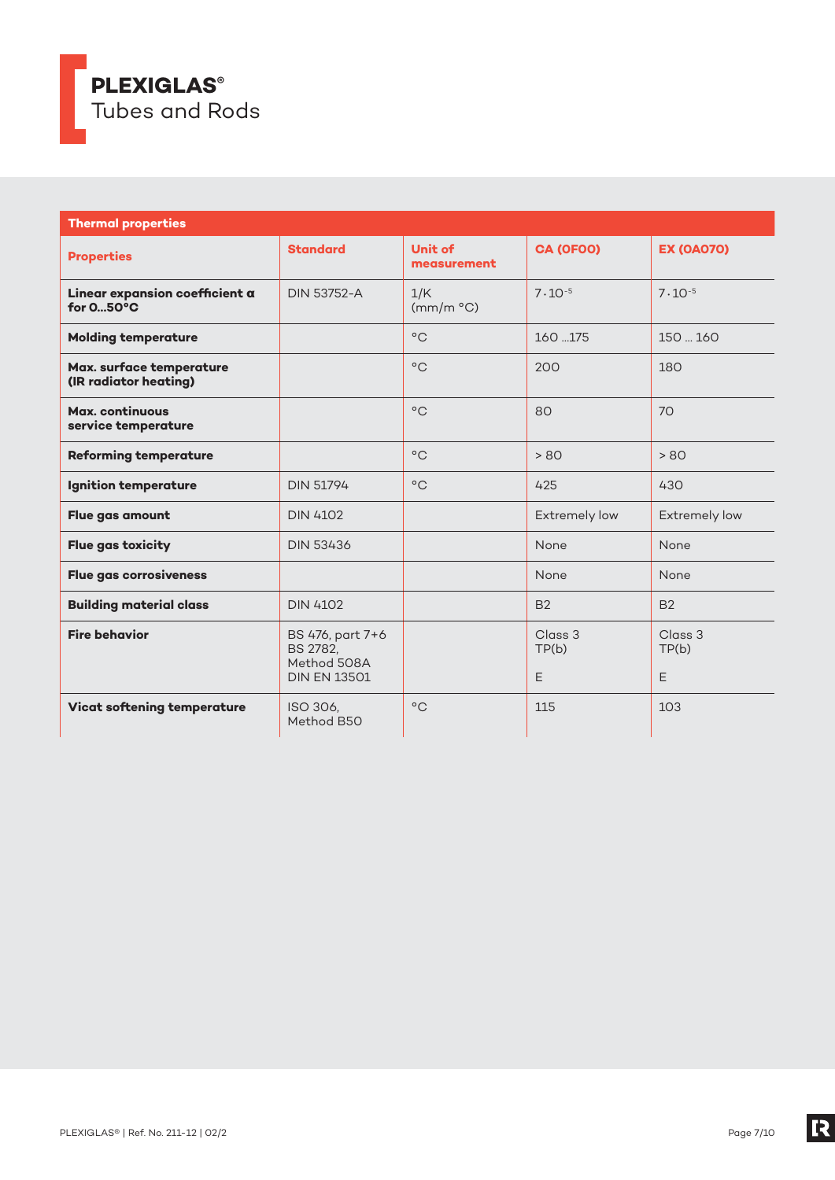# PLEXIGLAS®
Tubes and Rods

## Thermal properties

| Properties | Standard | Unit of measurement | CA (0F00) | EX (0A070) |
|---|---|---|---|---|
| **Linear expansion coefficient α for 0...50°C** | DIN 53752-A | 1/K (mm/m °C) | $7 \cdot 10^{-5}$ | $7 \cdot 10^{-5}$ |
| **Molding temperature** | | °C | 160 ...175 | 150 ... 160 |
| **Max. surface temperature (IR radiator heating)** | | °C | 200 | 180 |
| **Max. continuous service temperature** | | °C | 80 | 70 |
| **Reforming temperature** | | °C | > 80 | > 80 |
| **Ignition temperature** | DIN 51794 | °C | 425 | 430 |
| **Flue gas amount** | DIN 4102 | | Extremely low | Extremely low |
| **Flue gas toxicity** | DIN 53436 | | None | None |
| **Flue gas corrosiveness** | | | None | None |
| **Building material class** | DIN 4102 | | B2 | B2 |
| **Fire behavior** | BS 476, part 7+6<br>BS 2782, Method 508A<br>DIN EN 13501 | | Class 3<br>TP(b)<br>E | Class 3<br>TP(b)<br>E |
| **Vicat softening temperature** | ISO 306, Method B50 | °C | 115 | 103 |

PLEXIGLAS® | Ref. No. 211-12 | 02/2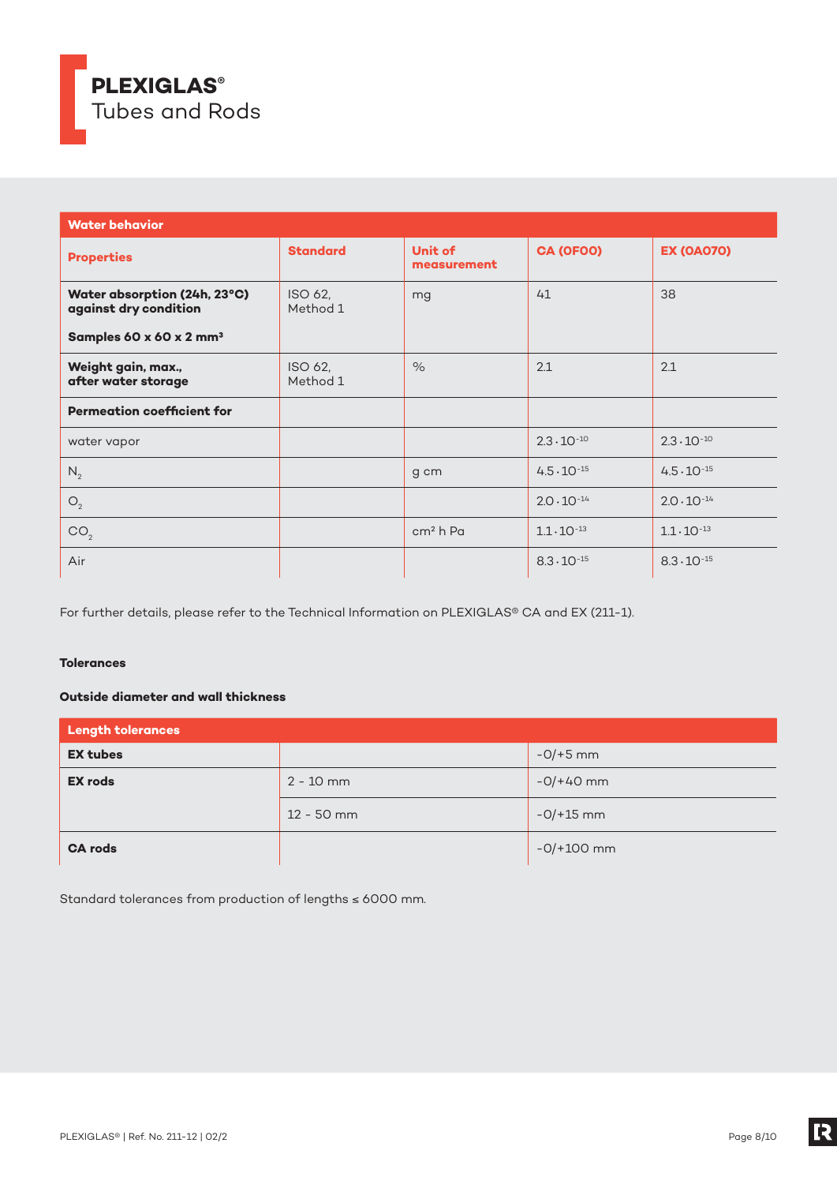| Water behavior | | | | |
|---|---|---|---|---|
| **Properties** | **Standard** | **Unit of measurement** | **CA (0F00)** | **EX (0A070)** |
| **Water absorption (24h, 23°C) against dry condition**<br><br>**Samples 60 x 60 x 2 mm³** | ISO 62, Method 1 | mg | 41 | 38 |
| **Weight gain, max., after water storage** | ISO 62, Method 1 | % | 2.1 | 2.1 |
| **Permeation coefficient for** | | | | |
| water vapor | | | $2.3 \cdot 10^{-10}$ | $2.3 \cdot 10^{-10}$ |
| $N_2$ | | g cm | $4.5 \cdot 10^{-15}$ | $4.5 \cdot 10^{-15}$ |
| $O_2$ | | | $2.0 \cdot 10^{-14}$ | $2.0 \cdot 10^{-14}$ |
| $CO_2$ | | cm² h Pa | $1.1 \cdot 10^{-13}$ | $1.1 \cdot 10^{-13}$ |
| Air | | | $8.3 \cdot 10^{-15}$ | $8.3 \cdot 10^{-15}$ |

For further details, please refer to the Technical Information on PLEXIGLAS® CA and EX (211-1).

**Tolerances**

**Outside diameter and wall thickness**

| Length tolerances | | |
|---|---|---|
| **EX tubes** | | -0/+5 mm |
| **EX rods** | 2 - 10 mm | -0/+40 mm |
| | 12 - 50 mm | -0/+15 mm |
| **CA rods** | | -0/+100 mm |

Standard tolerances from production of lengths ≤ 6000 mm.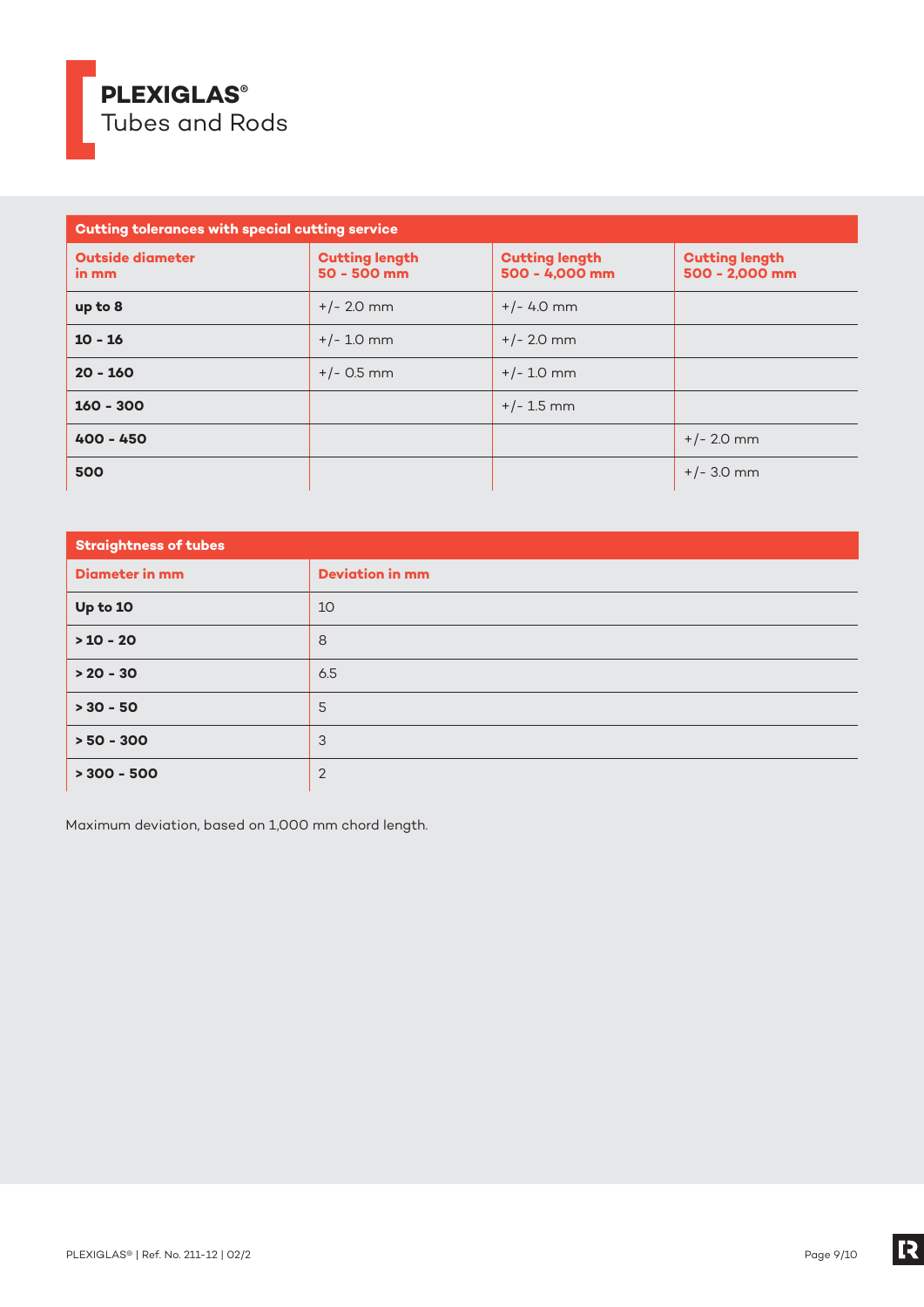# PLEXIGLAS®
Tubes and Rods

| Cutting tolerances with special cutting service | | | |
|---|---|---|---|
| **Outside diameter in mm** | **Cutting length 50 - 500 mm** | **Cutting length 500 - 4,000 mm** | **Cutting length 500 - 2,000 mm** |
| **up to 8** | +/- 2.0 mm | +/- 4.0 mm | |
| **10 - 16** | +/- 1.0 mm | +/- 2.0 mm | |
| **20 - 160** | +/- 0.5 mm | +/- 1.0 mm | |
| **160 - 300** | | +/- 1.5 mm | |
| **400 - 450** | | | +/- 2.0 mm |
| **500** | | | +/- 3.0 mm |

| Straightness of tubes | |
|---|---|
| **Diameter in mm** | **Deviation in mm** |
| **Up to 10** | 10 |
| **> 10 - 20** | 8 |
| **> 20 - 30** | 6.5 |
| **> 30 - 50** | 5 |
| **> 50 - 300** | 3 |
| **> 300 - 500** | 2 |

Maximum deviation, based on 1,000 mm chord length.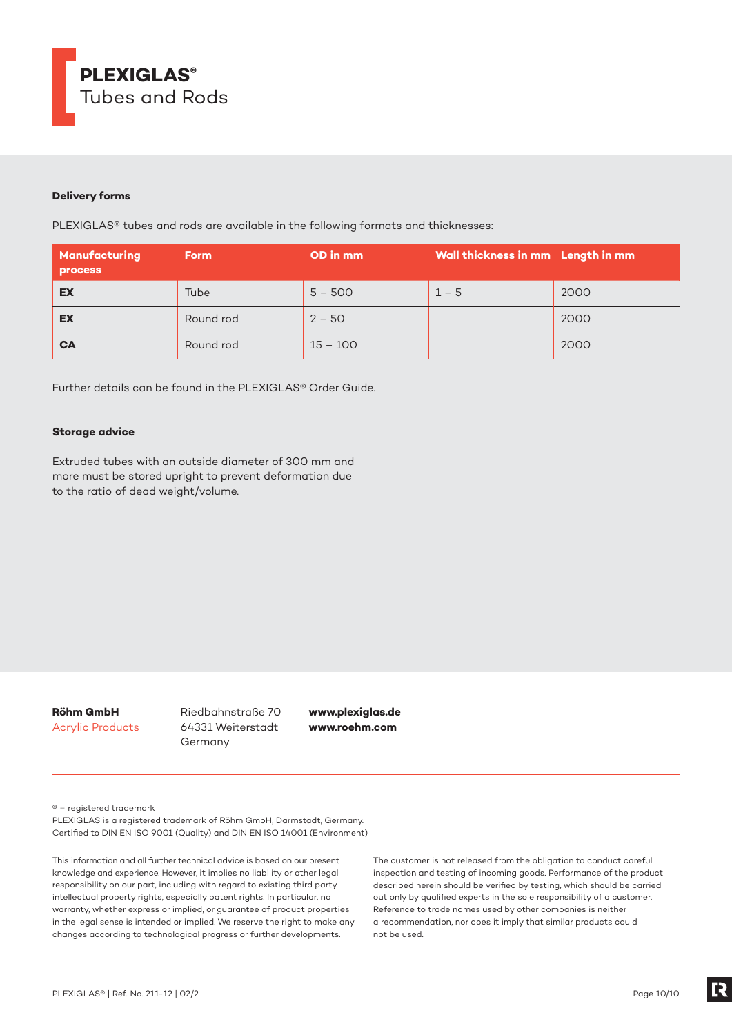# PLEXIGLAS®
Tubes and Rods

**Delivery forms**

PLEXIGLAS® tubes and rods are available in the following formats and thicknesses:

| Manufacturing process | Form | OD in mm | Wall thickness in mm | Length in mm |
|---|---|---|---|---|
| **EX** | Tube | 5 – 500 | 1 – 5 | 2000 |
| **EX** | Round rod | 2 – 50 | | 2000 |
| **CA** | Round rod | 15 – 100 | | 2000 |

Further details can be found in the PLEXIGLAS® Order Guide.

**Storage advice**

Extruded tubes with an outside diameter of 300 mm and more must be stored upright to prevent deformation due to the ratio of dead weight/volume.

**Röhm GmbH**
Acrylic Products

Riedbahnstraße 70
64331 Weiterstadt
Germany

**www.plexiglas.de**
**www.roehm.com**

® = registered trademark
PLEXIGLAS is a registered trademark of Röhm GmbH, Darmstadt, Germany.
Certified to DIN EN ISO 9001 (Quality) and DIN EN ISO 14001 (Environment)

This information and all further technical advice is based on our present knowledge and experience. However, it implies no liability or other legal responsibility on our part, including with regard to existing third party intellectual property rights, especially patent rights. In particular, no warranty, whether express or implied, or guarantee of product properties in the legal sense is intended or implied. We reserve the right to make any changes according to technological progress or further developments.

The customer is not released from the obligation to conduct careful inspection and testing of incoming goods. Performance of the product described herein should be verified by testing, which should be carried out only by qualified experts in the sole responsibility of a customer. Reference to trade names used by other companies is neither a recommendation, nor does it imply that similar products could not be used.

PLEXIGLAS® | Ref. No. 211-12 | 02/2